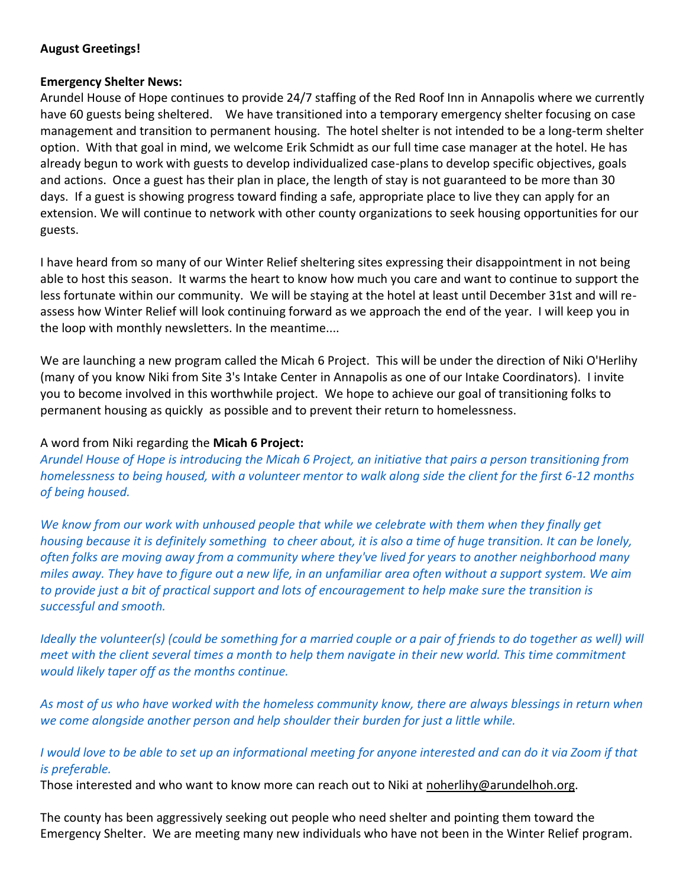**August Greetings!**

**Emergency Shelter News:**
Arundel House of Hope continues to provide 24/7 staffing of the Red Roof Inn in Annapolis where we currently have 60 guests being sheltered. We have transitioned into a temporary emergency shelter focusing on case management and transition to permanent housing. The hotel shelter is not intended to be a long-term shelter option. With that goal in mind, we welcome Erik Schmidt as our full time case manager at the hotel. He has already begun to work with guests to develop individualized case-plans to develop specific objectives, goals and actions. Once a guest has their plan in place, the length of stay is not guaranteed to be more than 30 days. If a guest is showing progress toward finding a safe, appropriate place to live they can apply for an extension. We will continue to network with other county organizations to seek housing opportunities for our guests.

I have heard from so many of our Winter Relief sheltering sites expressing their disappointment in not being able to host this season. It warms the heart to know how much you care and want to continue to support the less fortunate within our community. We will be staying at the hotel at least until December 31st and will re-assess how Winter Relief will look continuing forward as we approach the end of the year. I will keep you in the loop with monthly newsletters. In the meantime....

We are launching a new program called the Micah 6 Project. This will be under the direction of Niki O'Herlihy (many of you know Niki from Site 3's Intake Center in Annapolis as one of our Intake Coordinators). I invite you to become involved in this worthwhile project. We hope to achieve our goal of transitioning folks to permanent housing as quickly as possible and to prevent their return to homelessness.

A word from Niki regarding the **Micah 6 Project:**

*Arundel House of Hope is introducing the Micah 6 Project, an initiative that pairs a person transitioning from homelessness to being housed, with a volunteer mentor to walk along side the client for the first 6-12 months of being housed.*

*We know from our work with unhoused people that while we celebrate with them when they finally get housing because it is definitely something to cheer about, it is also a time of huge transition. It can be lonely, often folks are moving away from a community where they've lived for years to another neighborhood many miles away. They have to figure out a new life, in an unfamiliar area often without a support system. We aim to provide just a bit of practical support and lots of encouragement to help make sure the transition is successful and smooth.*

*Ideally the volunteer(s) (could be something for a married couple or a pair of friends to do together as well) will meet with the client several times a month to help them navigate in their new world. This time commitment would likely taper off as the months continue.*

*As most of us who have worked with the homeless community know, there are always blessings in return when we come alongside another person and help shoulder their burden for just a little while.*

*I would love to be able to set up an informational meeting for anyone interested and can do it via Zoom if that is preferable.*

Those interested and who want to know more can reach out to Niki at noherlihy@arundelhoh.org.

The county has been aggressively seeking out people who need shelter and pointing them toward the Emergency Shelter. We are meeting many new individuals who have not been in the Winter Relief program.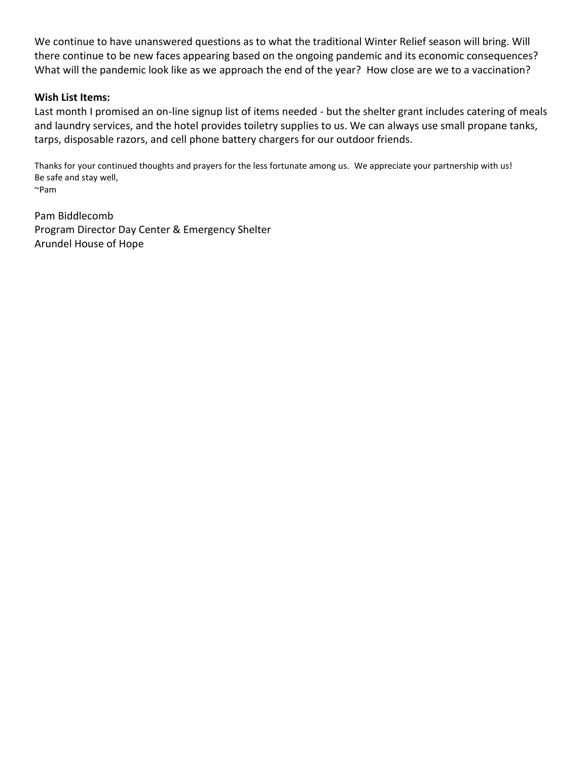We continue to have unanswered questions as to what the traditional Winter Relief season will bring. Will there continue to be new faces appearing based on the ongoing pandemic and its economic consequences? What will the pandemic look like as we approach the end of the year? How close are we to a vaccination?

**Wish List Items:**

Last month I promised an on-line signup list of items needed - but the shelter grant includes catering of meals and laundry services, and the hotel provides toiletry supplies to us. We can always use small propane tanks, tarps, disposable razors, and cell phone battery chargers for our outdoor friends.

Thanks for your continued thoughts and prayers for the less fortunate among us. We appreciate your partnership with us!
Be safe and stay well,
~Pam

Pam Biddlecomb
Program Director Day Center & Emergency Shelter
Arundel House of Hope